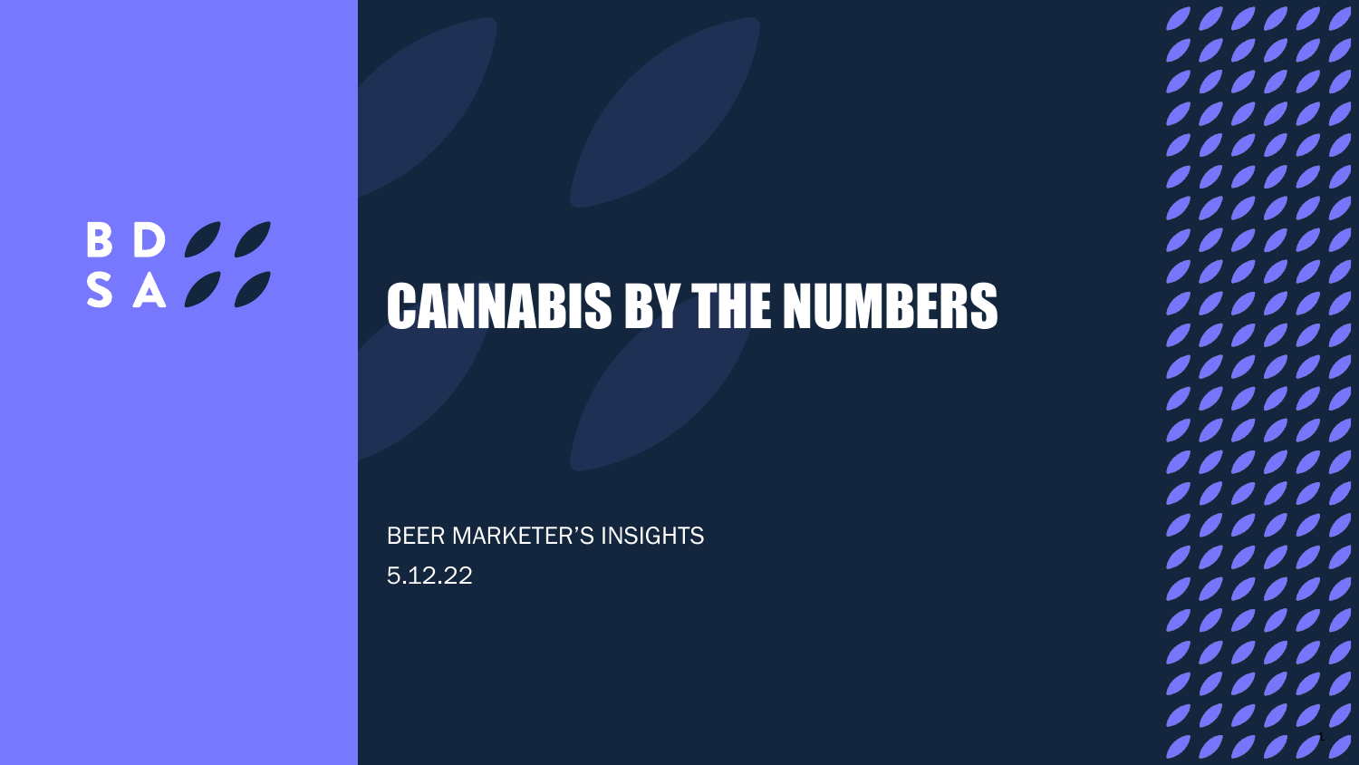BDSA

# CANNABIS BY THE NUMBERS

BEER MARKETER'S INSIGHTS

5.12.22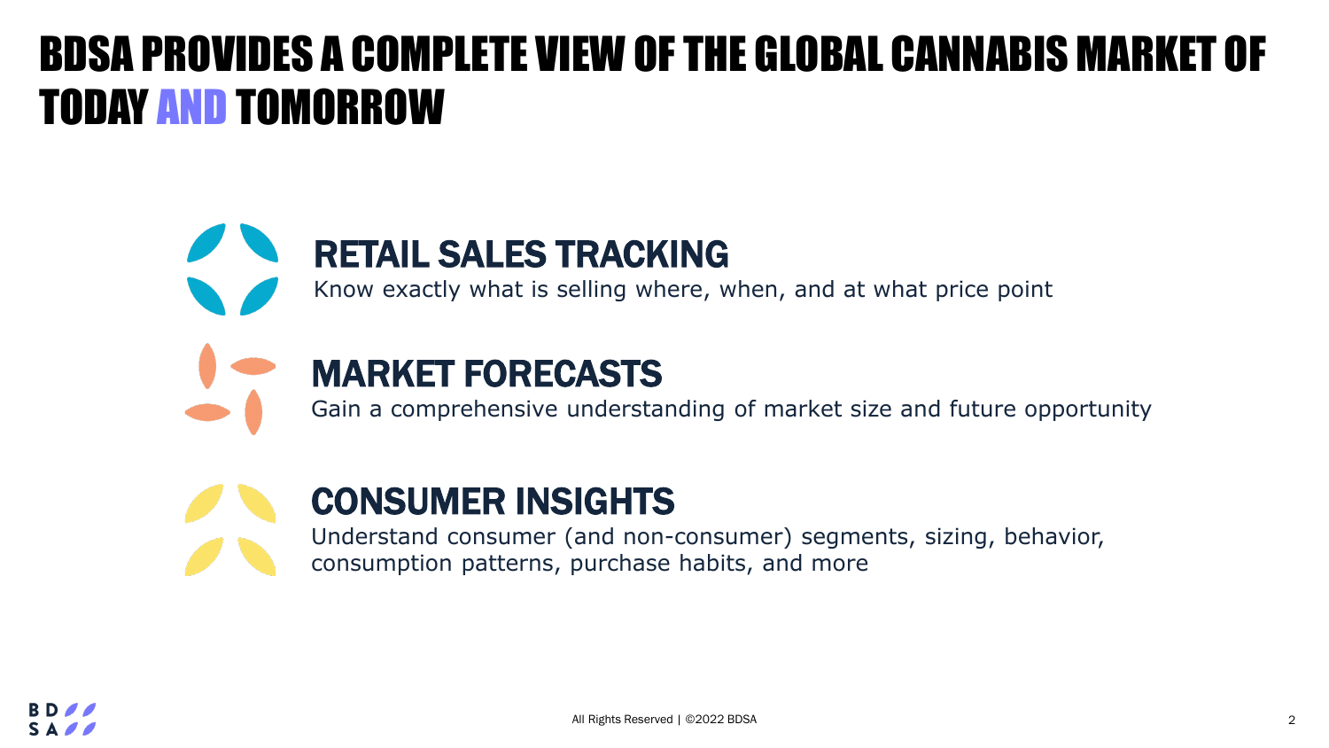# BDSA PROVIDES A COMPLETE VIEW OF THE GLOBAL CANNABIS MARKET OF TODAY AND TOMORROW

## RETAIL SALES TRACKING

Know exactly what is selling where, when, and at what price point

## MARKET FORECASTS

Gain a comprehensive understanding of market size and future opportunity

## CONSUMER INSIGHTS

Understand consumer (and non-consumer) segments, sizing, behavior, consumption patterns, purchase habits, and more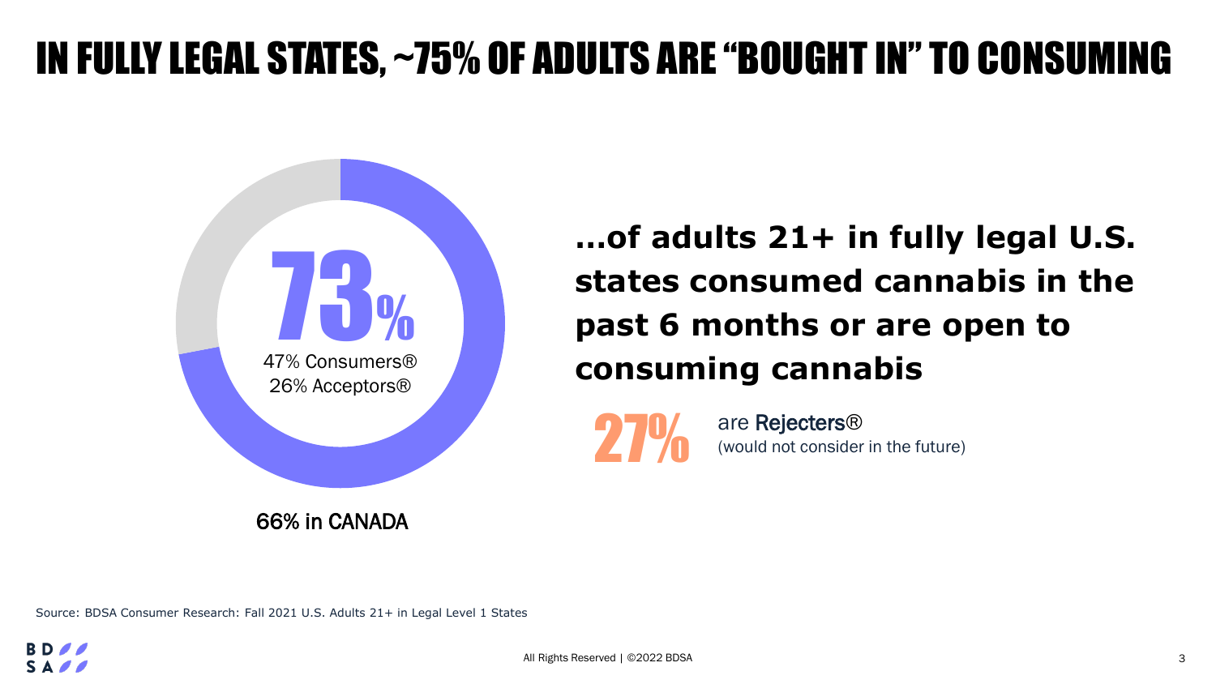# IN FULLY LEGAL STATES, ~75% OF ADULTS ARE "BOUGHT IN" TO CONSUMING

73%

47% Consumers®
26% Acceptors®

66% in CANADA

**…of adults 21+ in fully legal U.S. states consumed cannabis in the past 6 months or are open to consuming cannabis**

27% are Rejecters®
(would not consider in the future)

Source: BDSA Consumer Research: Fall 2021 U.S. Adults 21+ in Legal Level 1 States

All Rights Reserved | ©2022 BDSA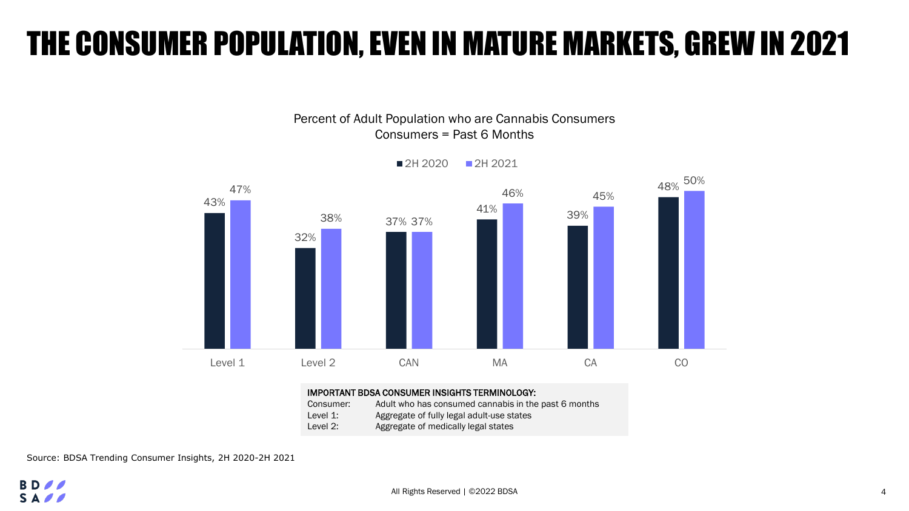# THE CONSUMER POPULATION, EVEN IN MATURE MARKETS, GREW IN 2021

**Percent of Adult Population who are Cannabis Consumers**
**Consumers = Past 6 Months**

| | 2H 2020 | 2H 2021 |
|---|---|---|
| Level 1 | 43% | 47% |
| Level 2 | 32% | 38% |
| CAN | 37% | 37% |
| MA | 41% | 46% |
| CA | 39% | 45% |
| CO | 48% | 50% |

**IMPORTANT BDSA CONSUMER INSIGHTS TERMINOLOGY:**

| | |
|---|---|
| Consumer: | Adult who has consumed cannabis in the past 6 months |
| Level 1: | Aggregate of fully legal adult-use states |
| Level 2: | Aggregate of medically legal states |

Source: BDSA Trending Consumer Insights, 2H 2020-2H 2021

All Rights Reserved | ©2022 BDSA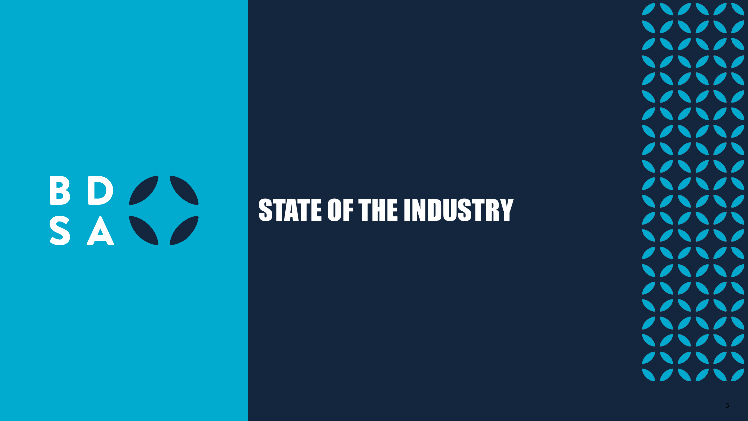BDSA

# STATE OF THE INDUSTRY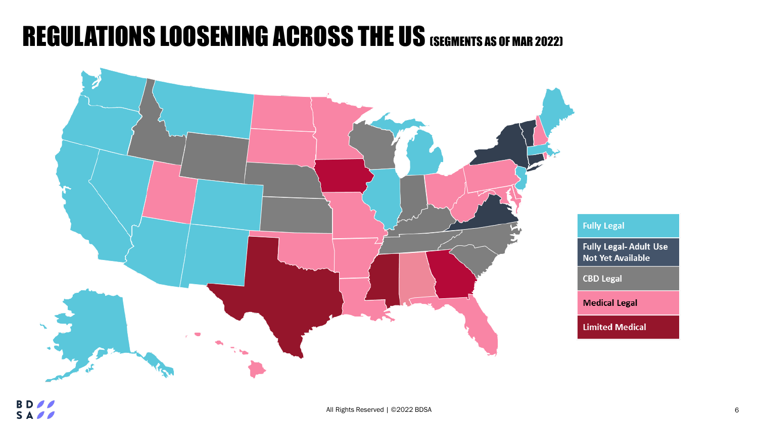# REGULATIONS LOOSENING ACROSS THE US (SEGMENTS AS OF MAR 2022)

- Fully Legal
- Fully Legal- Adult Use Not Yet Available
- CBD Legal
- Medical Legal
- Limited Medical

All Rights Reserved | ©2022 BDSA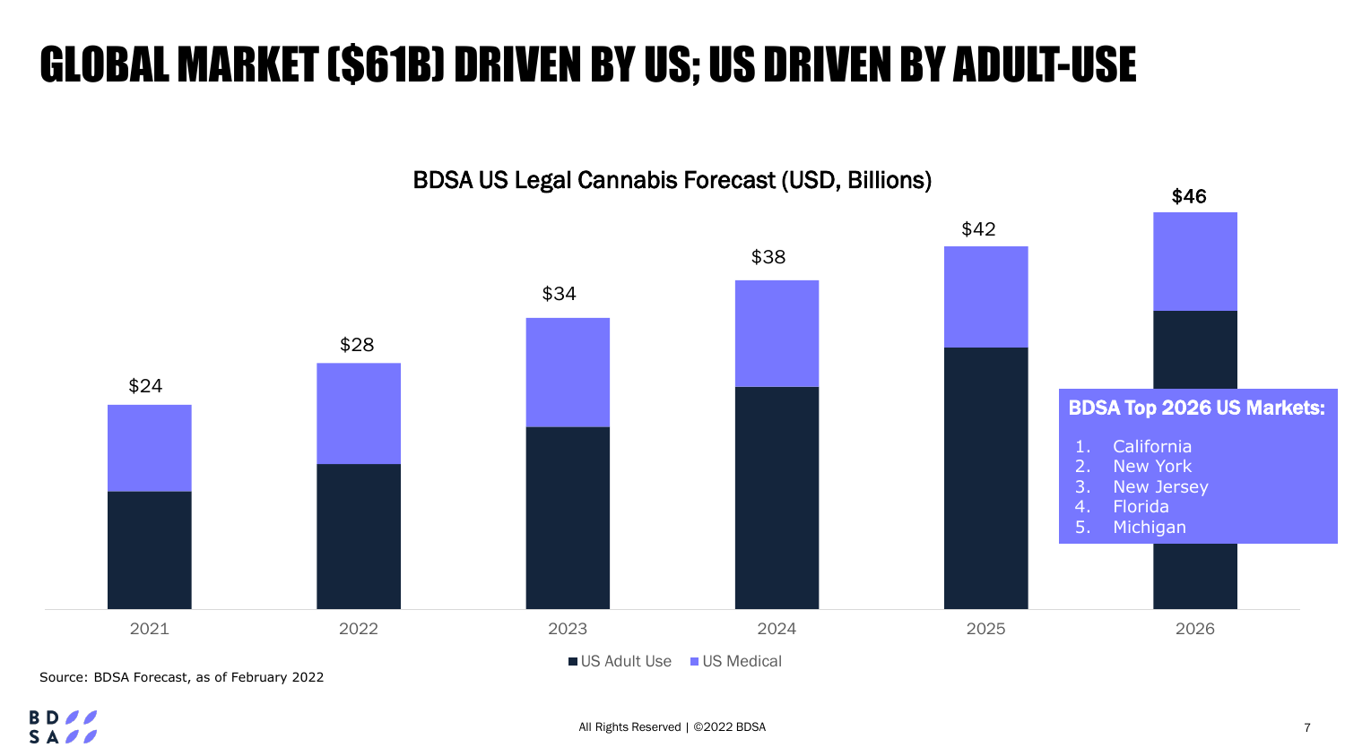# GLOBAL MARKET ($61B) DRIVEN BY US; US DRIVEN BY ADULT-USE

**BDSA US Legal Cannabis Forecast (USD, Billions)**

| Year | Total |
|---|---|
| 2021 | $24 |
| 2022 | $28 |
| 2023 | $34 |
| 2024 | $38 |
| 2025 | $42 |
| 2026 | $46 |

■ US Adult Use ■ US Medical

**BDSA Top 2026 US Markets:**

1. California
2. New York
3. New Jersey
4. Florida
5. Michigan

Source: BDSA Forecast, as of February 2022

All Rights Reserved | ©2022 BDSA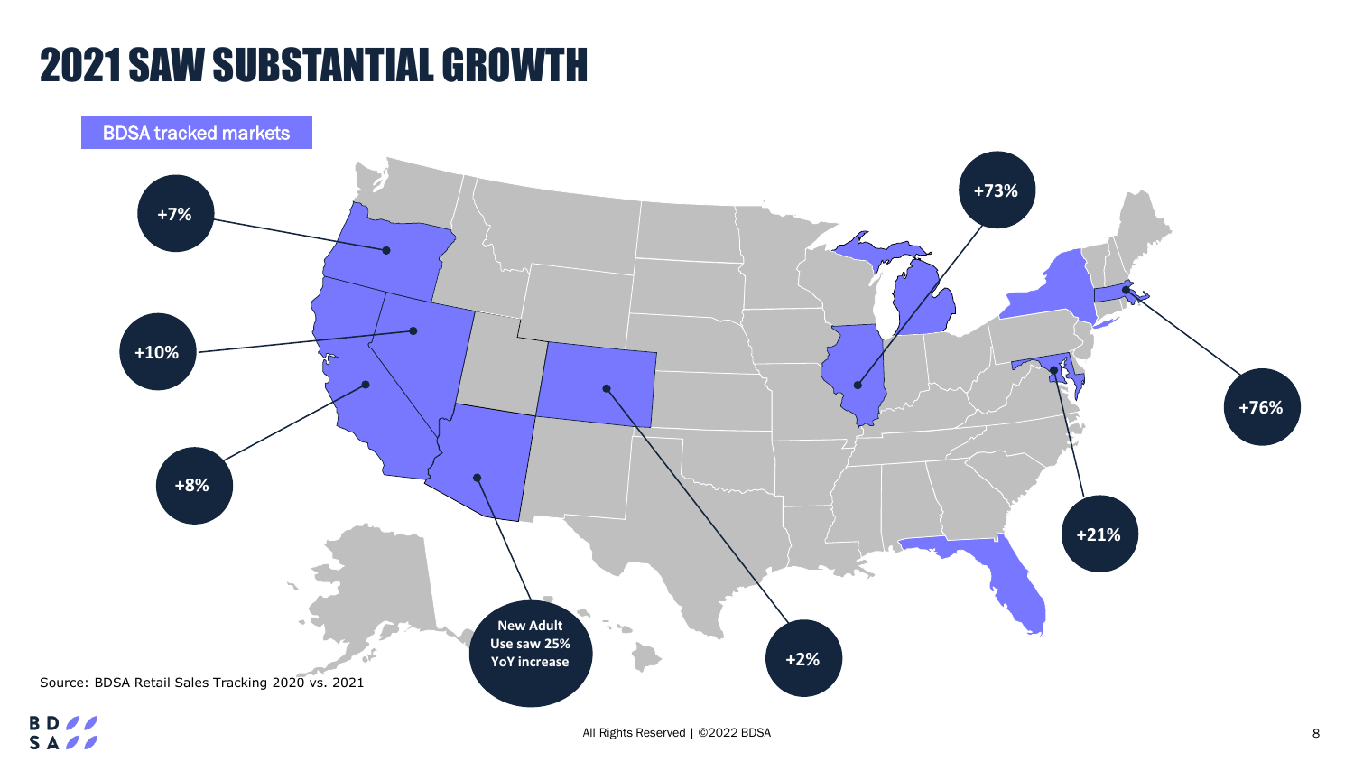# 2021 SAW SUBSTANTIAL GROWTH

BDSA tracked markets

- +7%
- +10%
- +8%
- New Adult Use saw 25% YoY increase
- +2%
- +73%
- +76%
- +21%

Source: BDSA Retail Sales Tracking 2020 vs. 2021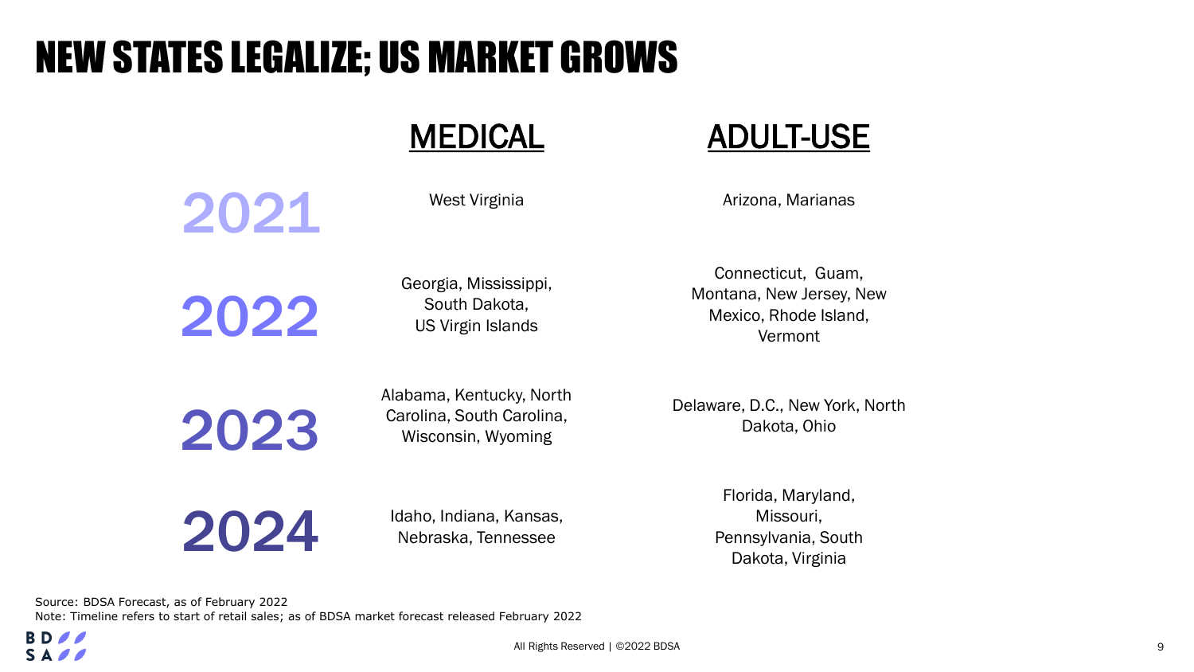# NEW STATES LEGALIZE; US MARKET GROWS

| | MEDICAL | ADULT-USE |
|---|---|---|
| 2021 | West Virginia | Arizona, Marianas |
| 2022 | Georgia, Mississippi, South Dakota, US Virgin Islands | Connecticut, Guam, Montana, New Jersey, New Mexico, Rhode Island, Vermont |
| 2023 | Alabama, Kentucky, North Carolina, South Carolina, Wisconsin, Wyoming | Delaware, D.C., New York, North Dakota, Ohio |
| 2024 | Idaho, Indiana, Kansas, Nebraska, Tennessee | Florida, Maryland, Missouri, Pennsylvania, South Dakota, Virginia |

Source: BDSA Forecast, as of February 2022

Note: Timeline refers to start of retail sales; as of BDSA market forecast released February 2022

All Rights Reserved | ©2022 BDSA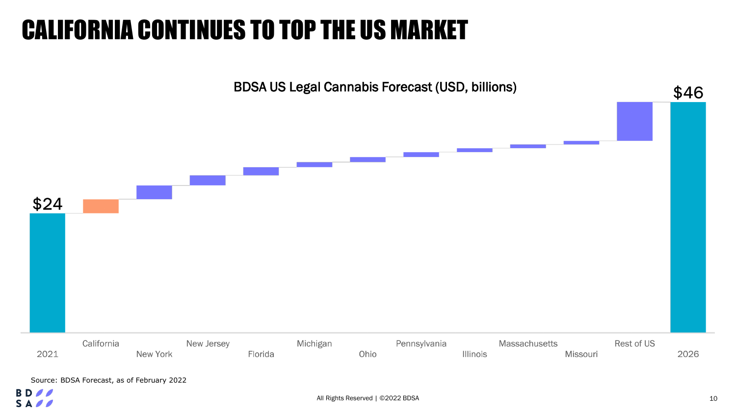# CALIFORNIA CONTINUES TO TOP THE US MARKET

BDSA US Legal Cannabis Forecast (USD, billions)

$24

$46

2021, California, New York, New Jersey, Florida, Michigan, Ohio, Pennsylvania, Illinois, Massachusetts, Missouri, Rest of US, 2026

Source: BDSA Forecast, as of February 2022

All Rights Reserved | ©2022 BDSA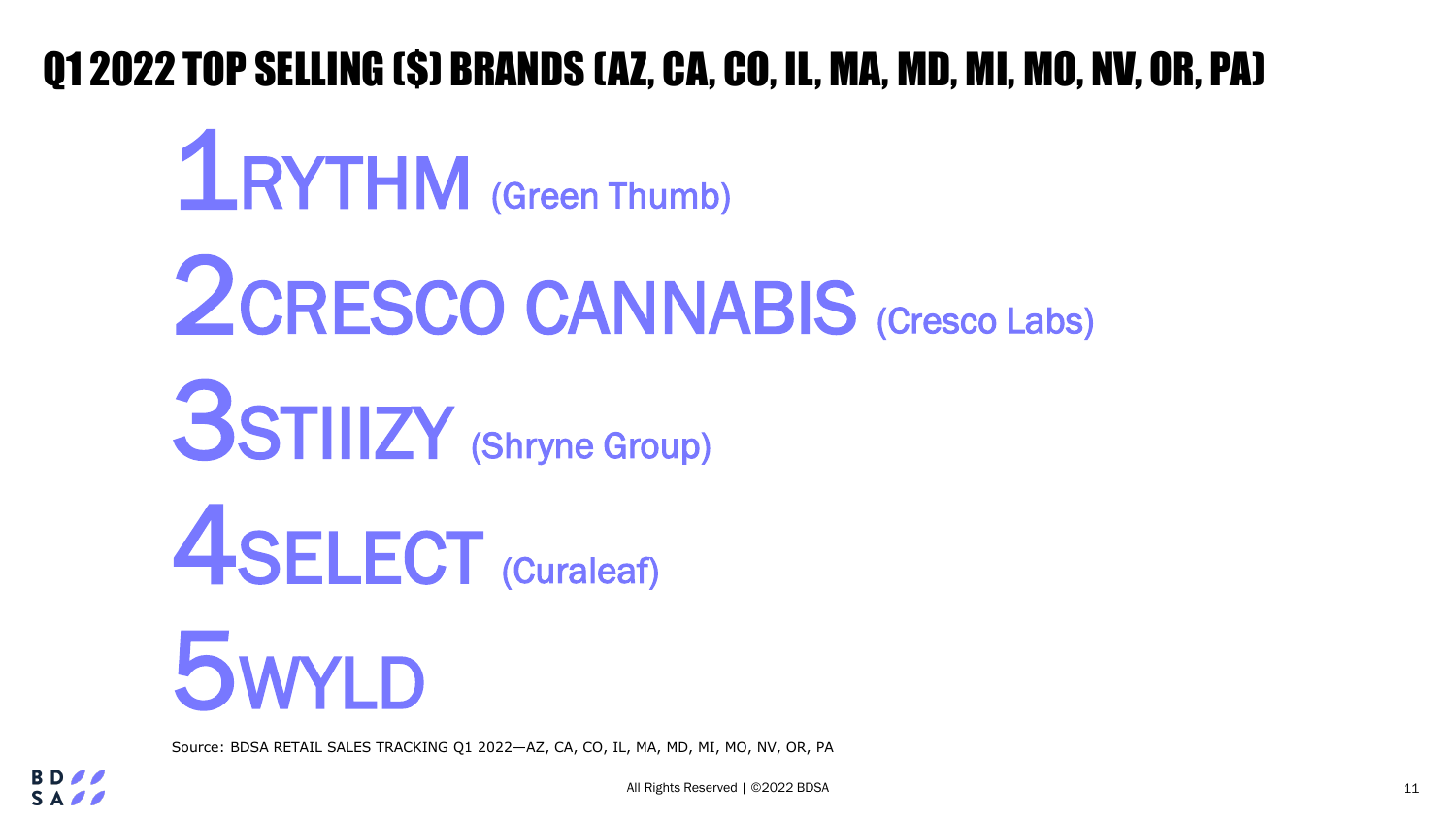# Q1 2022 TOP SELLING ($) BRANDS (AZ, CA, CO, IL, MA, MD, MI, MO, NV, OR, PA)

1. RYTHM (Green Thumb)
2. CRESCO CANNABIS (Cresco Labs)
3. STIIIZY (Shryne Group)
4. SELECT (Curaleaf)
5. WYLD

Source: BDSA RETAIL SALES TRACKING Q1 2022—AZ, CA, CO, IL, MA, MD, MI, MO, NV, OR, PA

All Rights Reserved | ©2022 BDSA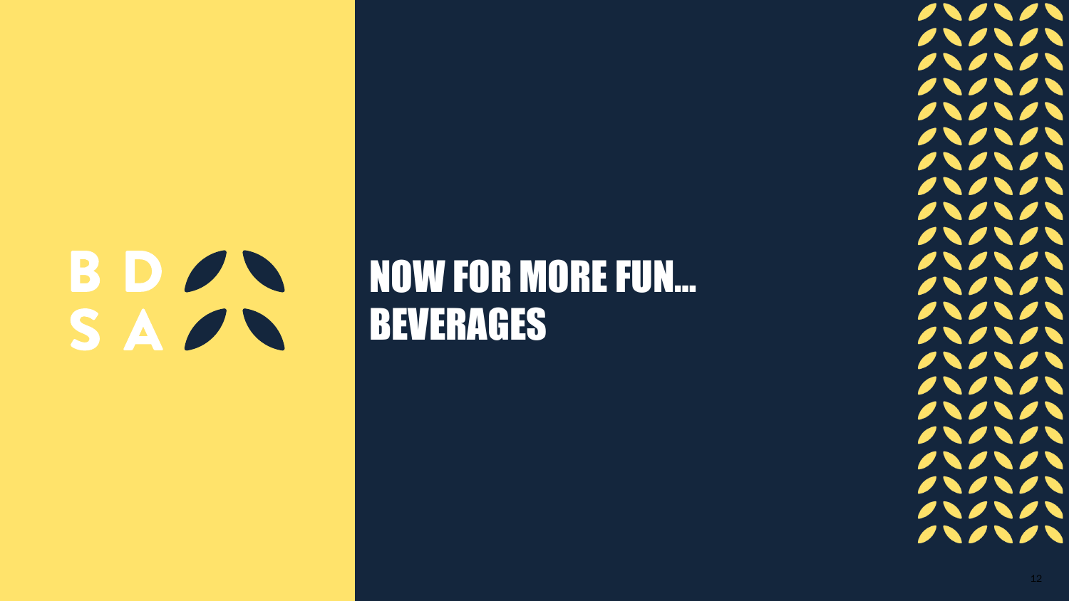# NOW FOR MORE FUN... BEVERAGES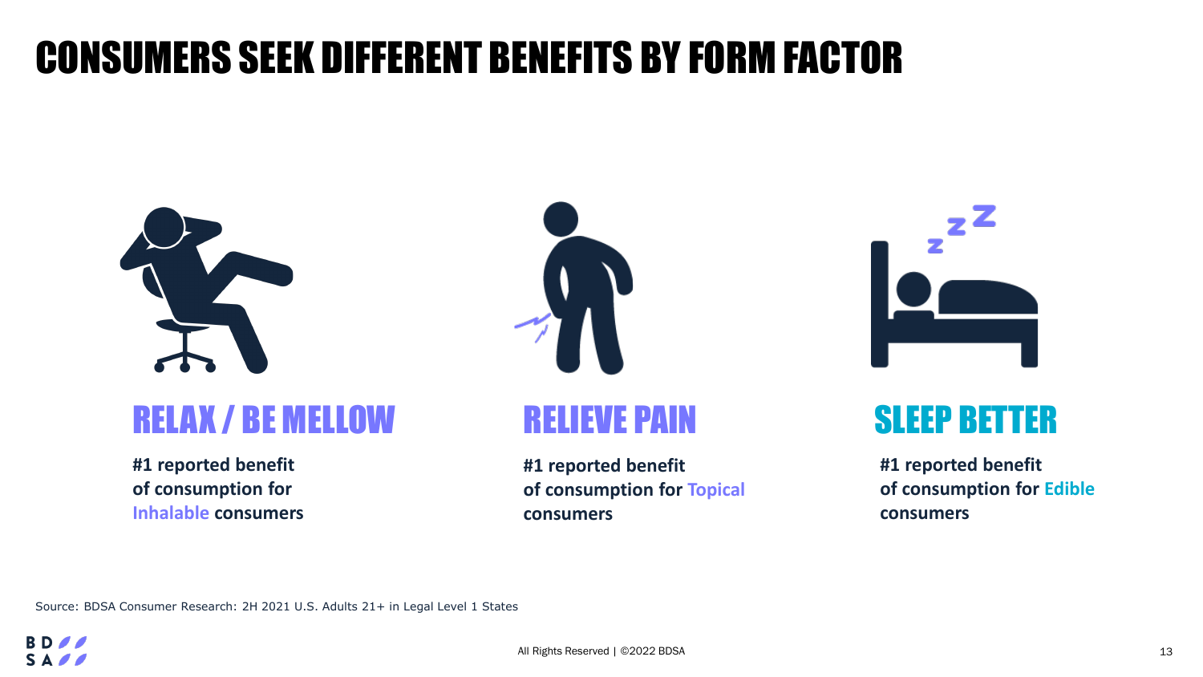# CONSUMERS SEEK DIFFERENT BENEFITS BY FORM FACTOR

## RELAX / BE MELLOW

**#1 reported benefit of consumption for Inhalable consumers**

## RELIEVE PAIN

**#1 reported benefit of consumption for Topical consumers**

## SLEEP BETTER

**#1 reported benefit of consumption for Edible consumers**

Source: BDSA Consumer Research: 2H 2021 U.S. Adults 21+ in Legal Level 1 States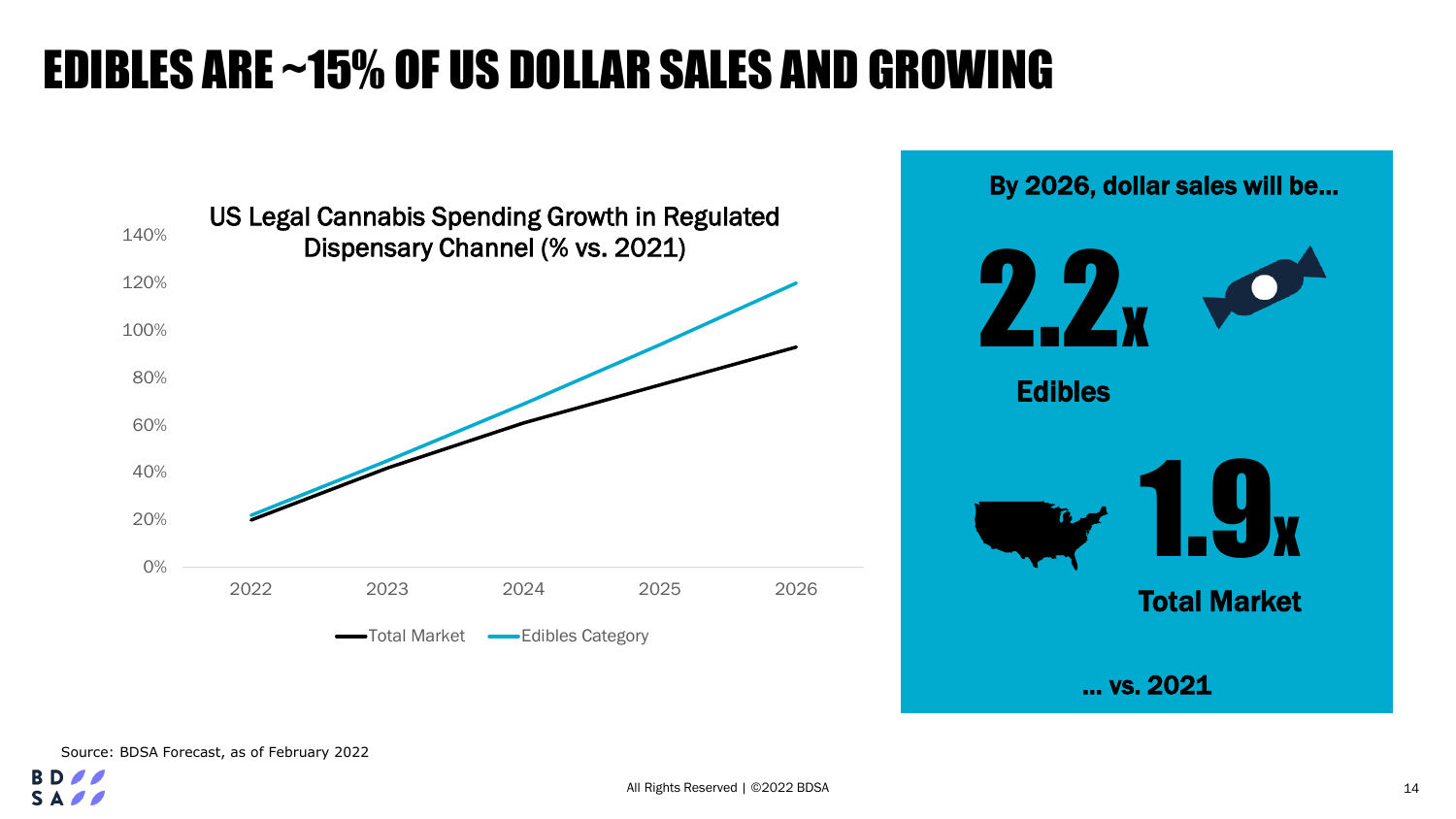# EDIBLES ARE ~15% OF US DOLLAR SALES AND GROWING

**US Legal Cannabis Spending Growth in Regulated Dispensary Channel (% vs. 2021)**

| Year | Total Market | Edibles Category |
|---|---|---|
| 2022 | ~20% | ~22% |
| 2023 | ~42% | ~45% |
| 2024 | ~61% | ~69% |
| 2025 | ~76% | ~94% |
| 2026 | ~93% | ~120% |

**By 2026, dollar sales will be…**

**2.2x** Edibles

**1.9x** Total Market

**… vs. 2021**

Source: BDSA Forecast, as of February 2022

All Rights Reserved | ©2022 BDSA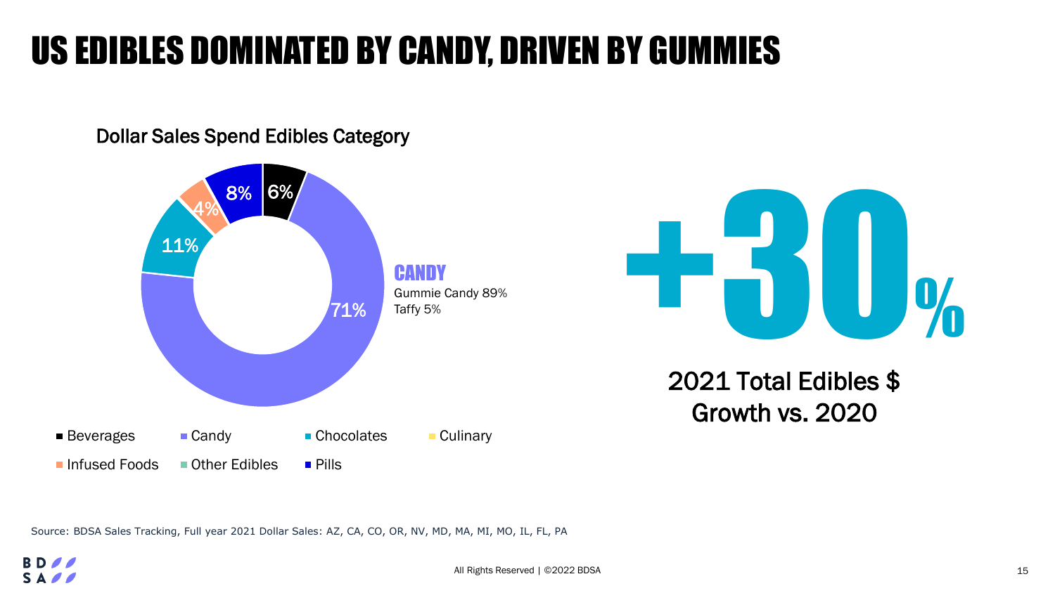# US EDIBLES DOMINATED BY CANDY, DRIVEN BY GUMMIES

## Dollar Sales Spend Edibles Category

| Category | Share |
|---|---|
| Beverages | 6% |
| Candy | 71% |
| Chocolates | 11% |
| Culinary | |
| Infused Foods | 4% |
| Other Edibles | |
| Pills | 8% |

**CANDY**

Gummie Candy 89%
Taffy 5%

**+30%**

2021 Total Edibles $ Growth vs. 2020

Source: BDSA Sales Tracking, Full year 2021 Dollar Sales: AZ, CA, CO, OR, NV, MD, MA, MI, MO, IL, FL, PA

All Rights Reserved | ©2022 BDSA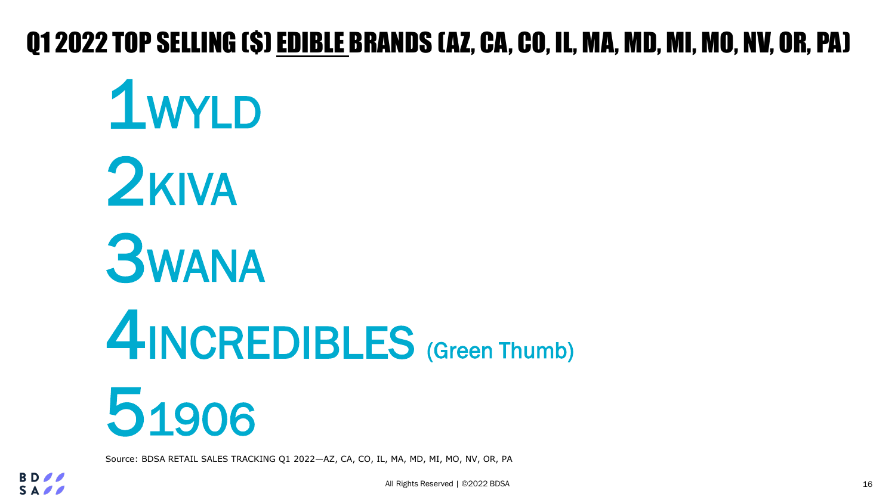# Q1 2022 TOP SELLING ($) EDIBLE BRANDS (AZ, CA, CO, IL, MA, MD, MI, MO, NV, OR, PA)

1. WYLD
2. KIVA
3. WANA
4. INCREDIBLES (Green Thumb)
5. 1906

Source: BDSA RETAIL SALES TRACKING Q1 2022—AZ, CA, CO, IL, MA, MD, MI, MO, NV, OR, PA

All Rights Reserved | ©2022 BDSA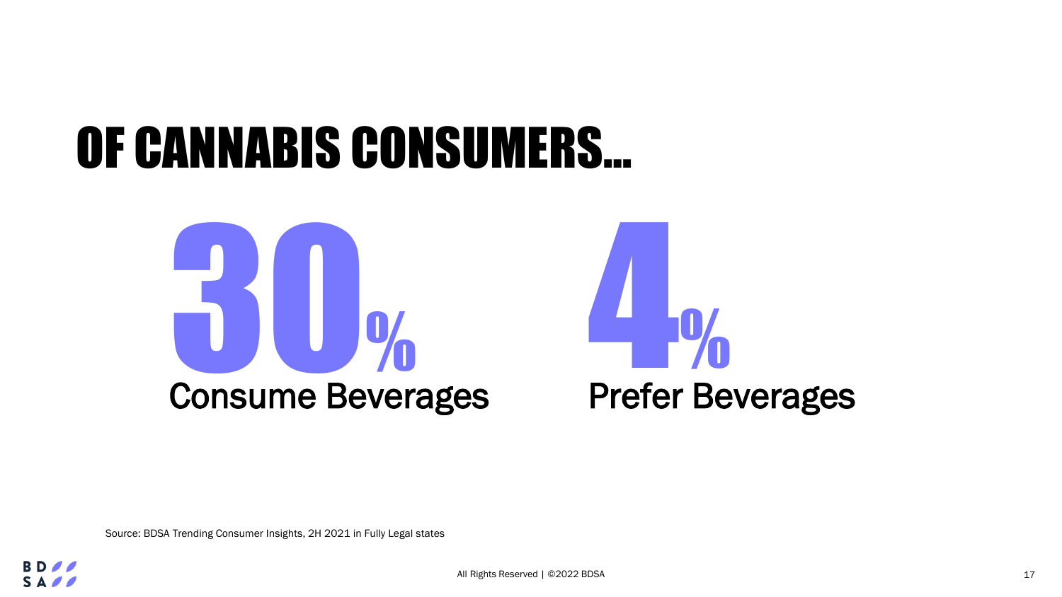# OF CANNABIS CONSUMERS…

**30%**
Consume Beverages

**4%**
Prefer Beverages

Source: BDSA Trending Consumer Insights, 2H 2021 in Fully Legal states

All Rights Reserved | ©2022 BDSA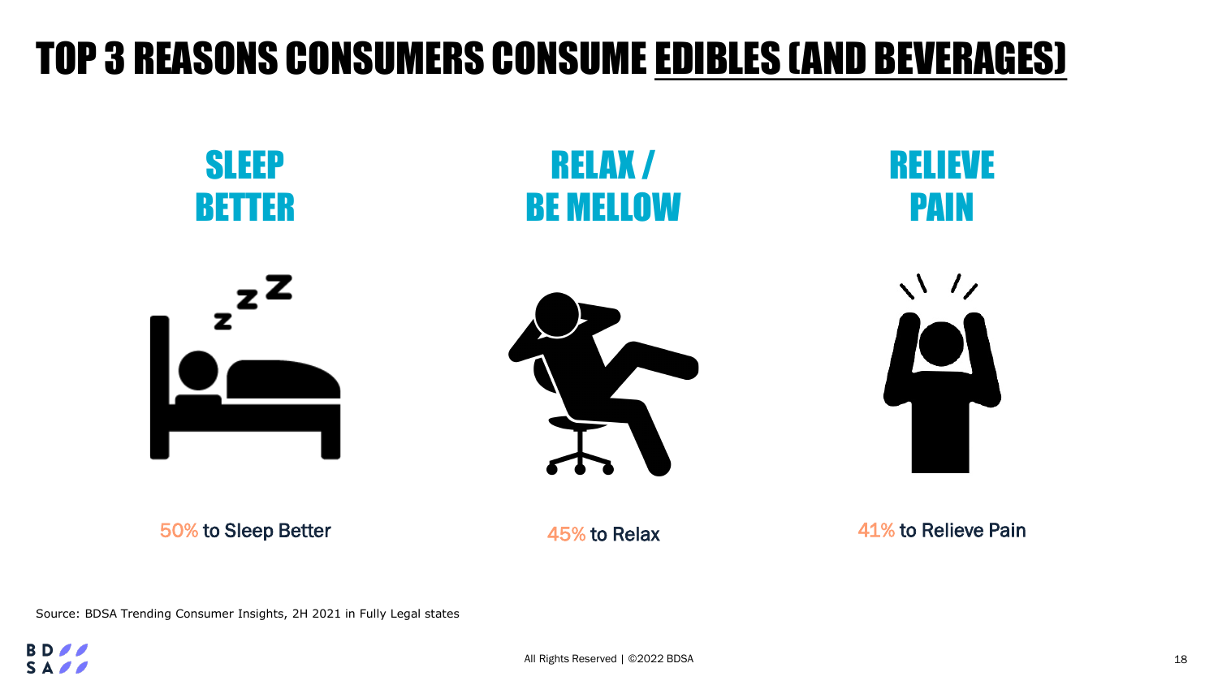# TOP 3 REASONS CONSUMERS CONSUME EDIBLES (AND BEVERAGES)

## SLEEP BETTER

50% to Sleep Better

## RELAX / BE MELLOW

45% to Relax

## RELIEVE PAIN

41% to Relieve Pain

Source: BDSA Trending Consumer Insights, 2H 2021 in Fully Legal states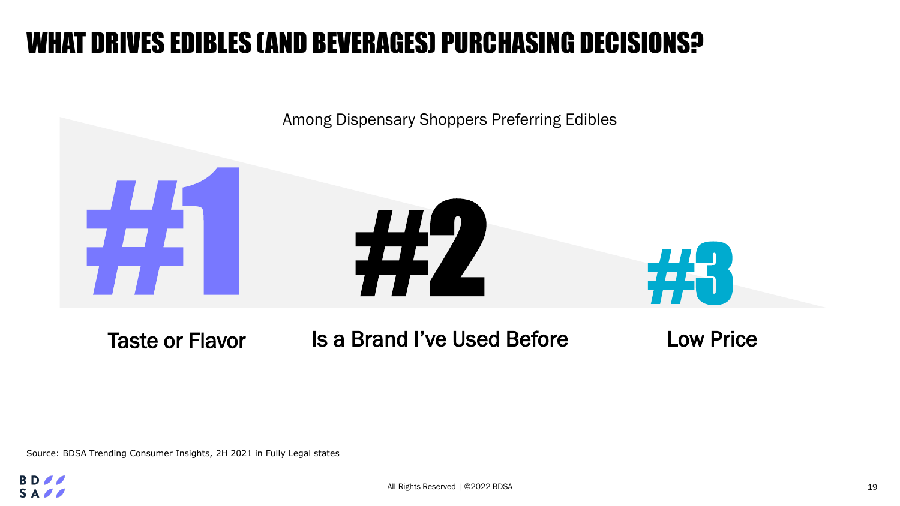# WHAT DRIVES EDIBLES (AND BEVERAGES) PURCHASING DECISIONS?

Among Dispensary Shoppers Preferring Edibles

| #1 | #2 | #3 |
|---|---|---|
| Taste or Flavor | Is a Brand I've Used Before | Low Price |

Source: BDSA Trending Consumer Insights, 2H 2021 in Fully Legal states

All Rights Reserved | ©2022 BDSA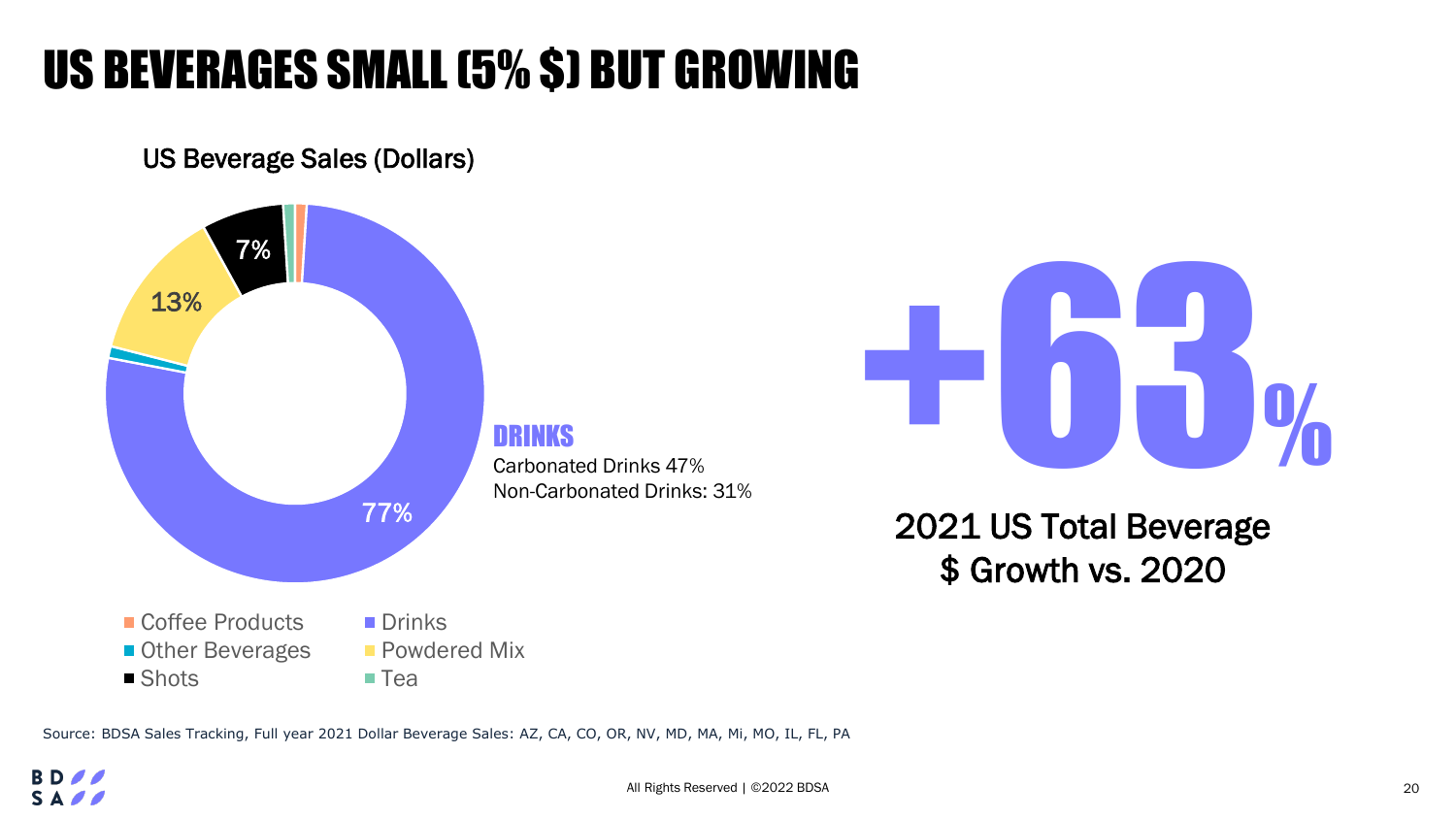# US BEVERAGES SMALL (5% $) BUT GROWING

US Beverage Sales (Dollars)

7%

13%

77%

**DRINKS**

Carbonated Drinks 47%
Non-Carbonated Drinks: 31%

- Coffee Products
- Drinks
- Other Beverages
- Powdered Mix
- Shots
- Tea

**+63%**

2021 US Total Beverage $ Growth vs. 2020

Source: BDSA Sales Tracking, Full year 2021 Dollar Beverage Sales: AZ, CA, CO, OR, NV, MD, MA, Mi, MO, IL, FL, PA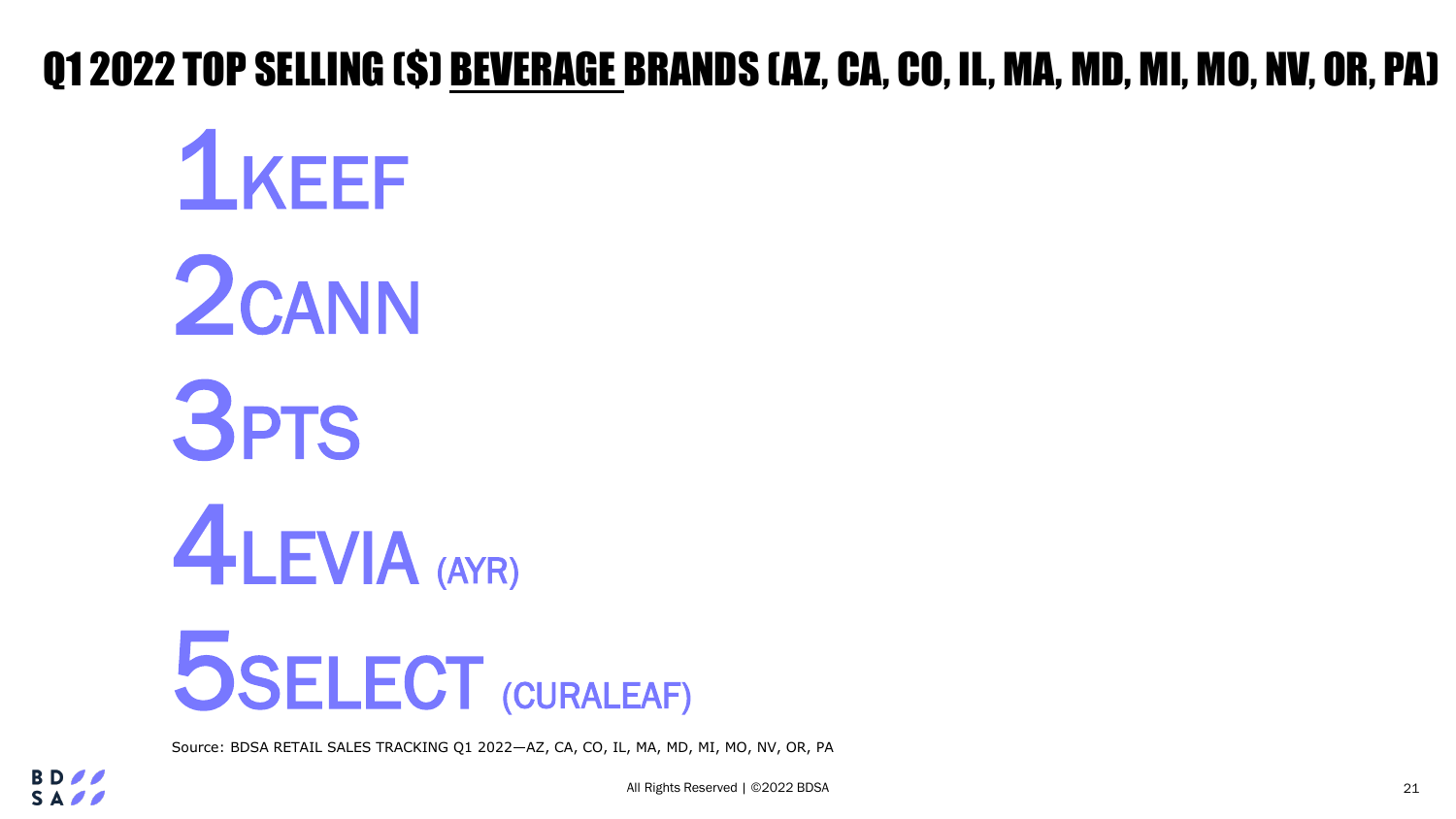# Q1 2022 TOP SELLING ($) BEVERAGE BRANDS (AZ, CA, CO, IL, MA, MD, MI, MO, NV, OR, PA)

1. KEEF
2. CANN
3. PTS
4. LEVIA (AYR)
5. SELECT (CURALEAF)

Source: BDSA RETAIL SALES TRACKING Q1 2022—AZ, CA, CO, IL, MA, MD, MI, MO, NV, OR, PA

All Rights Reserved | ©2022 BDSA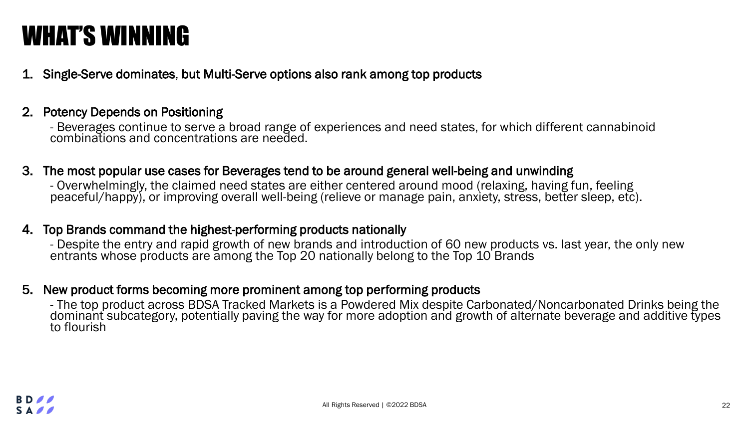# WHAT'S WINNING

1. **Single-Serve dominates, but Multi-Serve options also rank among top products**

2. **Potency Depends on Positioning**

   - Beverages continue to serve a broad range of experiences and need states, for which different cannabinoid combinations and concentrations are needed.

3. **The most popular use cases for Beverages tend to be around general well-being and unwinding**

   - Overwhelmingly, the claimed need states are either centered around mood (relaxing, having fun, feeling peaceful/happy), or improving overall well-being (relieve or manage pain, anxiety, stress, better sleep, etc).

4. **Top Brands command the highest-performing products nationally**

   - Despite the entry and rapid growth of new brands and introduction of 60 new products vs. last year, the only new entrants whose products are among the Top 20 nationally belong to the Top 10 Brands

5. **New product forms becoming more prominent among top performing products**

   - The top product across BDSA Tracked Markets is a Powdered Mix despite Carbonated/Noncarbonated Drinks being the dominant subcategory, potentially paving the way for more adoption and growth of alternate beverage and additive types to flourish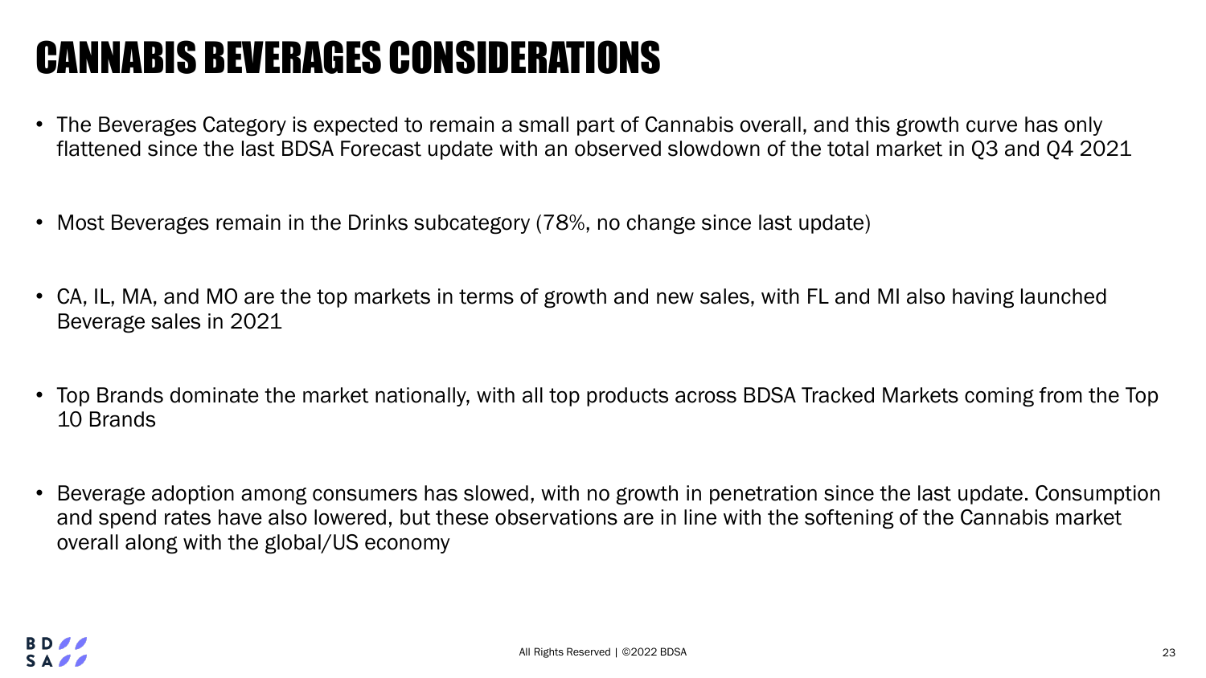# CANNABIS BEVERAGES CONSIDERATIONS

- The Beverages Category is expected to remain a small part of Cannabis overall, and this growth curve has only flattened since the last BDSA Forecast update with an observed slowdown of the total market in Q3 and Q4 2021
- Most Beverages remain in the Drinks subcategory (78%, no change since last update)
- CA, IL, MA, and MO are the top markets in terms of growth and new sales, with FL and MI also having launched Beverage sales in 2021
- Top Brands dominate the market nationally, with all top products across BDSA Tracked Markets coming from the Top 10 Brands
- Beverage adoption among consumers has slowed, with no growth in penetration since the last update. Consumption and spend rates have also lowered, but these observations are in line with the softening of the Cannabis market overall along with the global/US economy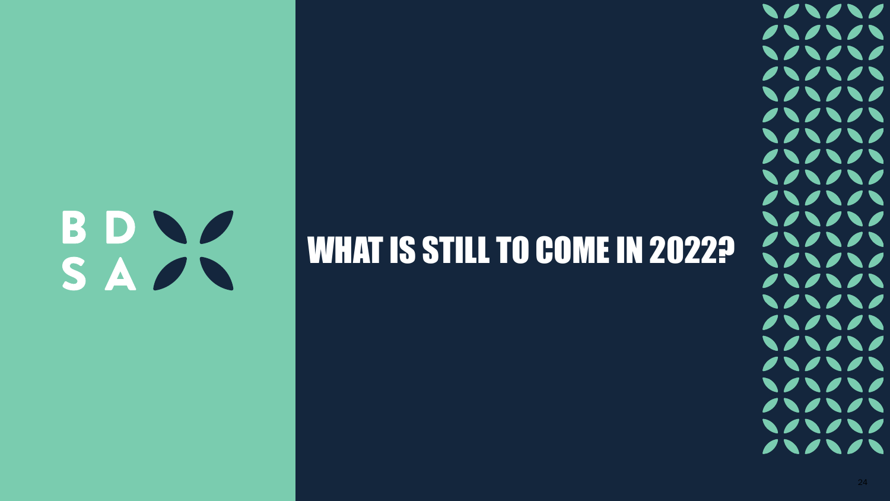BDSA

# WHAT IS STILL TO COME IN 2022?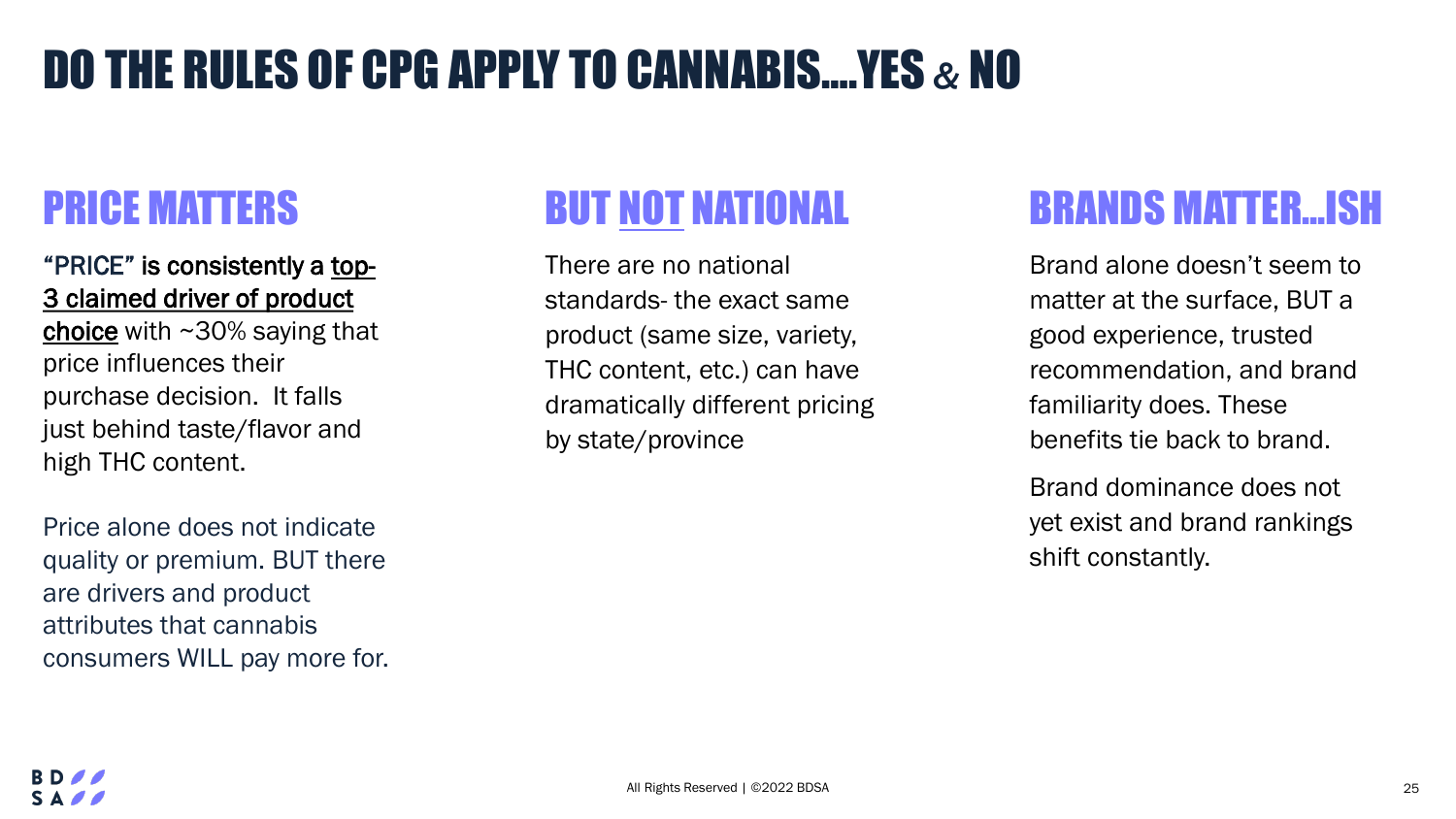# DO THE RULES OF CPG APPLY TO CANNABIS….YES & NO

## PRICE MATTERS

**"PRICE" is consistently a top-3 claimed driver of product choice** with ~30% saying that price influences their purchase decision. It falls just behind taste/flavor and high THC content.

Price alone does not indicate quality or premium. BUT there are drivers and product attributes that cannabis consumers WILL pay more for.

## BUT NOT NATIONAL

There are no national standards- the exact same product (same size, variety, THC content, etc.) can have dramatically different pricing by state/province

## BRANDS MATTER…ISH

Brand alone doesn't seem to matter at the surface, BUT a good experience, trusted recommendation, and brand familiarity does. These benefits tie back to brand.

Brand dominance does not yet exist and brand rankings shift constantly.

All Rights Reserved | ©2022 BDSA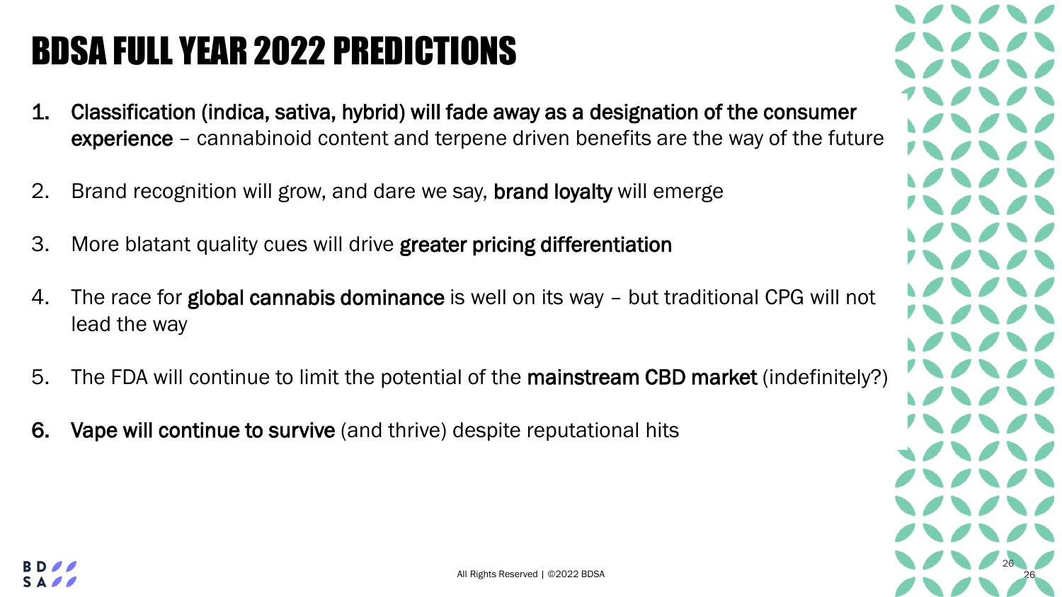# BDSA FULL YEAR 2022 PREDICTIONS

1. **Classification (indica, sativa, hybrid) will fade away as a designation of the consumer experience** – cannabinoid content and terpene driven benefits are the way of the future
2. Brand recognition will grow, and dare we say, **brand loyalty** will emerge
3. More blatant quality cues will drive **greater pricing differentiation**
4. The race for **global cannabis dominance** is well on its way – but traditional CPG will not lead the way
5. The FDA will continue to limit the potential of the **mainstream CBD market** (indefinitely?)
6. **Vape will continue to survive** (and thrive) despite reputational hits

All Rights Reserved | ©2022 BDSA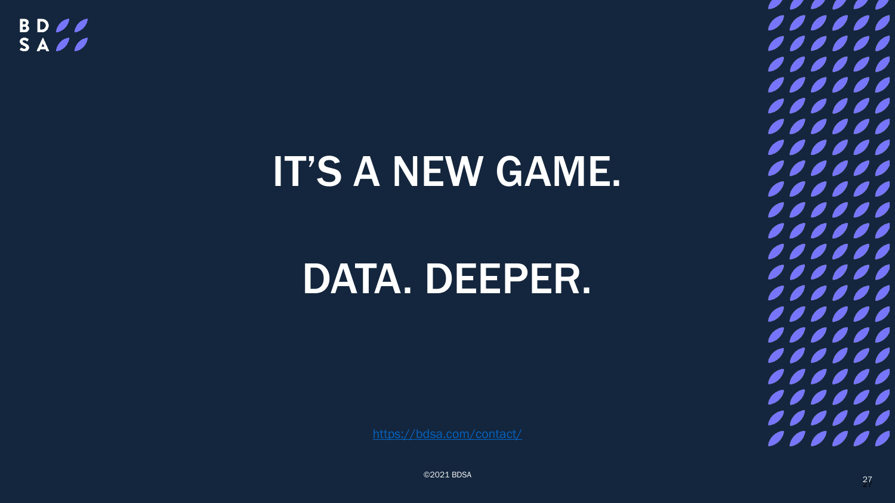# IT'S A NEW GAME.

# DATA. DEEPER.

https://bdsa.com/contact/

©2021 BDSA